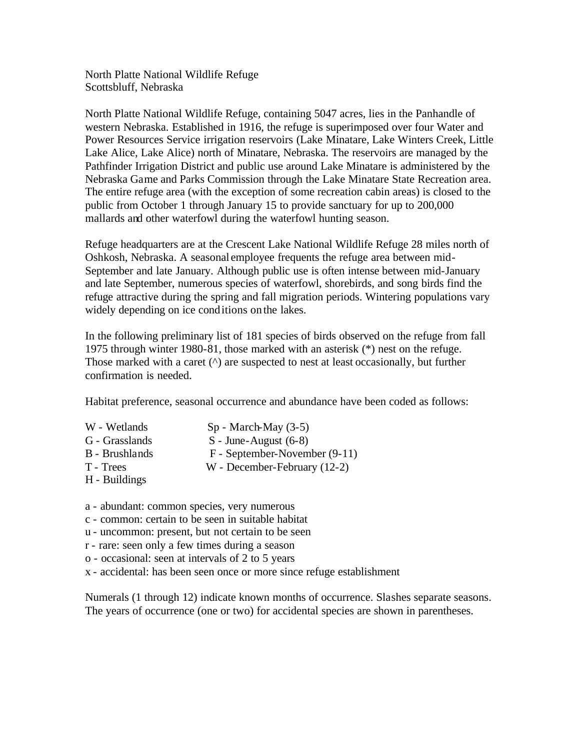North Platte National Wildlife Refuge
Scottsbluff, Nebraska

North Platte National Wildlife Refuge, containing 5047 acres, lies in the Panhandle of western Nebraska. Established in 1916, the refuge is superimposed over four Water and Power Resources Service irrigation reservoirs (Lake Minatare, Lake Winters Creek, Little Lake Alice, Lake Alice) north of Minatare, Nebraska. The reservoirs are managed by the Pathfinder Irrigation District and public use around Lake Minatare is administered by the Nebraska Game and Parks Commission through the Lake Minatare State Recreation area. The entire refuge area (with the exception of some recreation cabin areas) is closed to the public from October 1 through January 15 to provide sanctuary for up to 200,000 mallards and other waterfowl during the waterfowl hunting season.

Refuge headquarters are at the Crescent Lake National Wildlife Refuge 28 miles north of Oshkosh, Nebraska. A seasonal employee frequents the refuge area between mid-September and late January. Although public use is often intense between mid-January and late September, numerous species of waterfowl, shorebirds, and song birds find the refuge attractive during the spring and fall migration periods. Wintering populations vary widely depending on ice conditions on the lakes.

In the following preliminary list of 181 species of birds observed on the refuge from fall 1975 through winter 1980-81, those marked with an asterisk (*) nest on the refuge. Those marked with a caret (^) are suspected to nest at least occasionally, but further confirmation is needed.

Habitat preference, seasonal occurrence and abundance have been coded as follows:

| | |
|---|---|
| W - Wetlands | Sp - March-May (3-5) |
| G - Grasslands | S - June-August (6-8) |
| B - Brushlands | F - September-November (9-11) |
| T - Trees | W - December-February (12-2) |
| H - Buildings | |

a - abundant: common species, very numerous
c - common: certain to be seen in suitable habitat
u - uncommon: present, but not certain to be seen
r - rare: seen only a few times during a season
o - occasional: seen at intervals of 2 to 5 years
x - accidental: has been seen once or more since refuge establishment

Numerals (1 through 12) indicate known months of occurrence. Slashes separate seasons. The years of occurrence (one or two) for accidental species are shown in parentheses.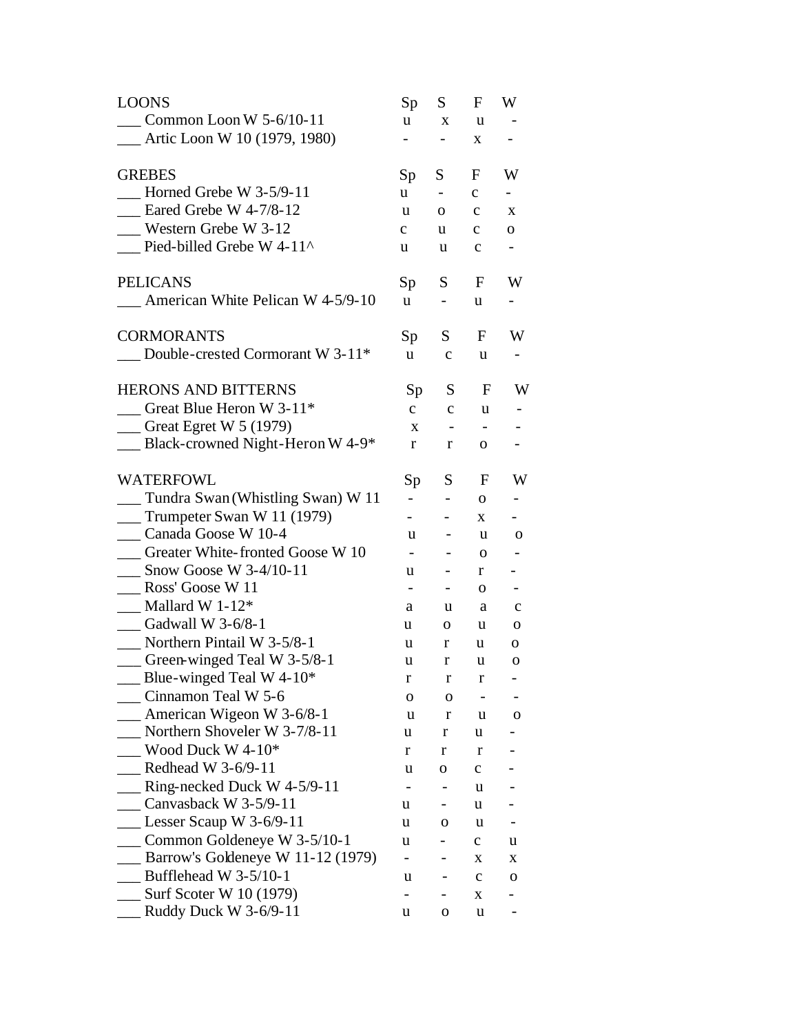| LOONS | Sp | S | F | W |
|---|---|---|---|---|
| ___ Common Loon W 5-6/10-11 | u | x | u | - |
| ___ Artic Loon W 10 (1979, 1980) | - | - | x | - |

| GREBES | Sp | S | F | W |
|---|---|---|---|---|
| ___ Horned Grebe W 3-5/9-11 | u | - | c | - |
| ___ Eared Grebe W 4-7/8-12 | u | o | c | x |
| ___ Western Grebe W 3-12 | c | u | c | o |
| ___ Pied-billed Grebe W 4-11^ | u | u | c | - |

| PELICANS | Sp | S | F | W |
|---|---|---|---|---|
| ___ American White Pelican W 4-5/9-10 | u | - | u | - |

| CORMORANTS | Sp | S | F | W |
|---|---|---|---|---|
| ___ Double-crested Cormorant W 3-11* | u | c | u | - |

| HERONS AND BITTERNS | Sp | S | F | W |
|---|---|---|---|---|
| ___ Great Blue Heron W 3-11* | c | c | u | - |
| ___ Great Egret W 5 (1979) | x | - | - | - |
| ___ Black-crowned Night-Heron W 4-9* | r | r | o | - |

| WATERFOWL | Sp | S | F | W |
|---|---|---|---|---|
| ___ Tundra Swan (Whistling Swan) W 11 | - | - | o | - |
| ___ Trumpeter Swan W 11 (1979) | - | - | x | - |
| ___ Canada Goose W 10-4 | u | - | u | o |
| ___ Greater White-fronted Goose W 10 | - | - | o | - |
| ___ Snow Goose W 3-4/10-11 | u | - | r | - |
| ___ Ross' Goose W 11 | - | - | o | - |
| ___ Mallard W 1-12* | a | u | a | c |
| ___ Gadwall W 3-6/8-1 | u | o | u | o |
| ___ Northern Pintail W 3-5/8-1 | u | r | u | o |
| ___ Green-winged Teal W 3-5/8-1 | u | r | u | o |
| ___ Blue-winged Teal W 4-10* | r | r | r | - |
| ___ Cinnamon Teal W 5-6 | o | o | - | - |
| ___ American Wigeon W 3-6/8-1 | u | r | u | o |
| ___ Northern Shoveler W 3-7/8-11 | u | r | u | - |
| ___ Wood Duck W 4-10* | r | r | r | - |
| ___ Redhead W 3-6/9-11 | u | o | c | - |
| ___ Ring-necked Duck W 4-5/9-11 | - | - | u | - |
| ___ Canvasback W 3-5/9-11 | u | - | u | - |
| ___ Lesser Scaup W 3-6/9-11 | u | o | u | - |
| ___ Common Goldeneye W 3-5/10-1 | u | - | c | u |
| ___ Barrow's Goldeneye W 11-12 (1979) | - | - | x | x |
| ___ Bufflehead W 3-5/10-1 | u | - | c | o |
| ___ Surf Scoter W 10 (1979) | - | - | x | - |
| ___ Ruddy Duck W 3-6/9-11 | u | o | u | - |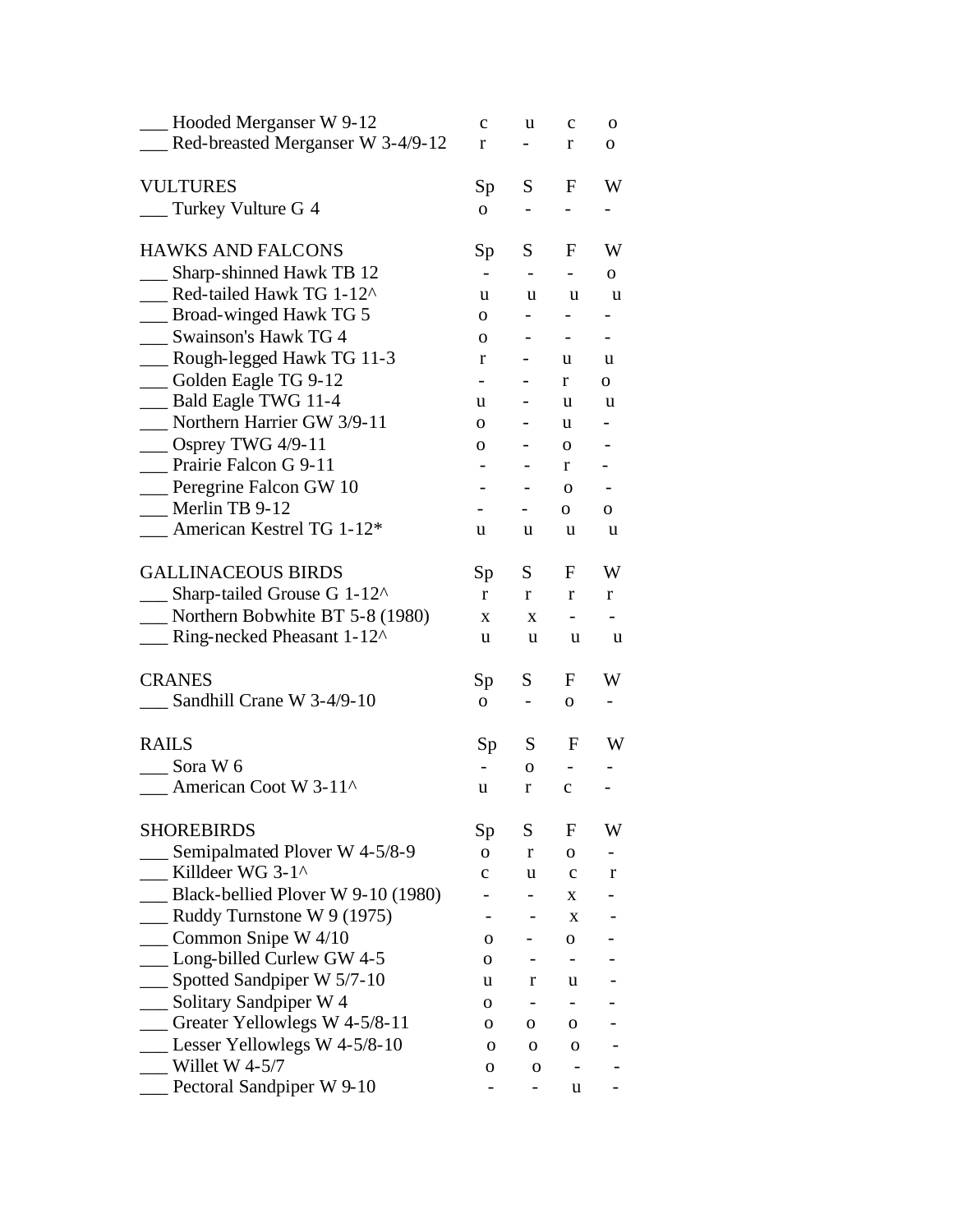| | Sp | S | F | W |
|---|---|---|---|---|
| ___ Hooded Merganser W 9-12 | c | u | c | o |
| ___ Red-breasted Merganser W 3-4/9-12 | r | - | r | o |

| VULTURES | Sp | S | F | W |
|---|---|---|---|---|
| ___ Turkey Vulture G 4 | o | - | - | - |

| HAWKS AND FALCONS | Sp | S | F | W |
|---|---|---|---|---|
| ___ Sharp-shinned Hawk TB 12 | - | - | - | o |
| ___ Red-tailed Hawk TG 1-12^ | u | u | u | u |
| ___ Broad-winged Hawk TG 5 | o | - | - | - |
| ___ Swainson's Hawk TG 4 | o | - | - | - |
| ___ Rough-legged Hawk TG 11-3 | r | - | u | u |
| ___ Golden Eagle TG 9-12 | - | - | r | o |
| ___ Bald Eagle TWG 11-4 | u | - | u | u |
| ___ Northern Harrier GW 3/9-11 | o | - | u | - |
| ___ Osprey TWG 4/9-11 | o | - | o | - |
| ___ Prairie Falcon G 9-11 | - | - | r | - |
| ___ Peregrine Falcon GW 10 | - | - | o | - |
| ___ Merlin TB 9-12 | - | - | o | o |
| ___ American Kestrel TG 1-12* | u | u | u | u |

| GALLINACEOUS BIRDS | Sp | S | F | W |
|---|---|---|---|---|
| ___ Sharp-tailed Grouse G 1-12^ | r | r | r | r |
| ___ Northern Bobwhite BT 5-8 (1980) | x | x | - | - |
| ___ Ring-necked Pheasant 1-12^ | u | u | u | u |

| CRANES | Sp | S | F | W |
|---|---|---|---|---|
| ___ Sandhill Crane W 3-4/9-10 | o | - | o | - |

| RAILS | Sp | S | F | W |
|---|---|---|---|---|
| ___ Sora W 6 | - | o | - | - |
| ___ American Coot W 3-11^ | u | r | c | - |

| SHOREBIRDS | Sp | S | F | W |
|---|---|---|---|---|
| ___ Semipalmated Plover W 4-5/8-9 | o | r | o | - |
| ___ Killdeer WG 3-1^ | c | u | c | r |
| ___ Black-bellied Plover W 9-10 (1980) | - | - | x | - |
| ___ Ruddy Turnstone W 9 (1975) | - | - | x | - |
| ___ Common Snipe W 4/10 | o | - | o | - |
| ___ Long-billed Curlew GW 4-5 | o | - | - | - |
| ___ Spotted Sandpiper W 5/7-10 | u | r | u | - |
| ___ Solitary Sandpiper W 4 | o | - | - | - |
| ___ Greater Yellowlegs W 4-5/8-11 | o | o | o | - |
| ___ Lesser Yellowlegs W 4-5/8-10 | o | o | o | - |
| ___ Willet W 4-5/7 | o | o | - | - |
| ___ Pectoral Sandpiper W 9-10 | - | - | u | - |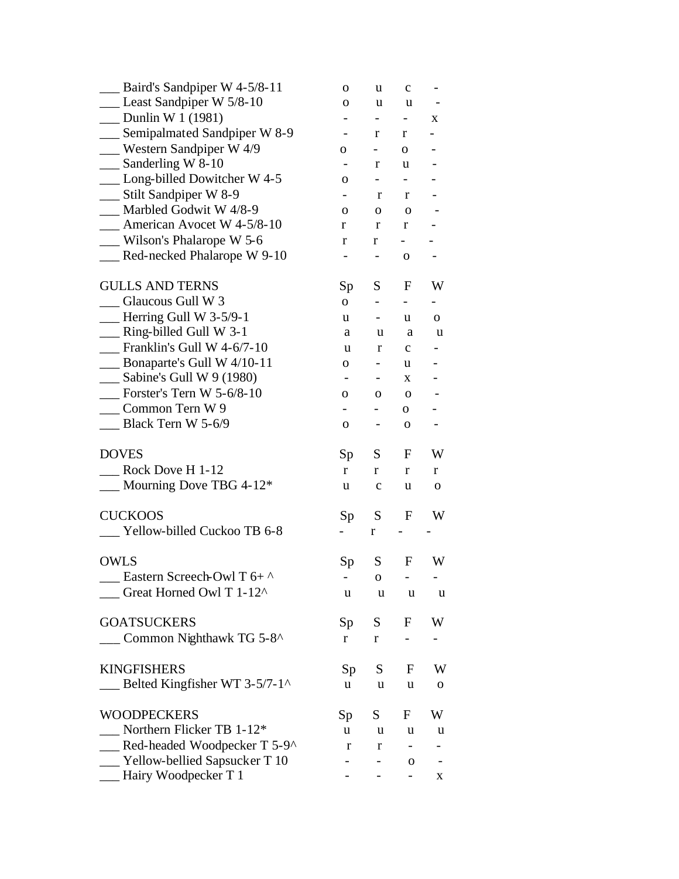| Species | Sp | S | F | W |
|---|---|---|---|---|
| ___ Baird's Sandpiper W 4-5/8-11 | o | u | c | - |
| ___ Least Sandpiper W 5/8-10 | o | u | u | - |
| ___ Dunlin W 1 (1981) | - | - | - | x |
| ___ Semipalmated Sandpiper W 8-9 | - | r | r | - |
| ___ Western Sandpiper W 4/9 | o | - | o | - |
| ___ Sanderling W 8-10 | - | r | u | - |
| ___ Long-billed Dowitcher W 4-5 | o | - | - | - |
| ___ Stilt Sandpiper W 8-9 | - | r | r | - |
| ___ Marbled Godwit W 4/8-9 | o | o | o | - |
| ___ American Avocet W 4-5/8-10 | r | r | r | - |
| ___ Wilson's Phalarope W 5-6 | r | r | - | - |
| ___ Red-necked Phalarope W 9-10 | - | - | o | - |

| GULLS AND TERNS | Sp | S | F | W |
|---|---|---|---|---|
| ___ Glaucous Gull W 3 | o | - | - | - |
| ___ Herring Gull W 3-5/9-1 | u | - | u | o |
| ___ Ring-billed Gull W 3-1 | a | u | a | u |
| ___ Franklin's Gull W 4-6/7-10 | u | r | c | - |
| ___ Bonaparte's Gull W 4/10-11 | o | - | u | - |
| ___ Sabine's Gull W 9 (1980) | - | - | x | - |
| ___ Forster's Tern W 5-6/8-10 | o | o | o | - |
| ___ Common Tern W 9 | - | - | o | - |
| ___ Black Tern W 5-6/9 | o | - | o | - |

| DOVES | Sp | S | F | W |
|---|---|---|---|---|
| ___ Rock Dove H 1-12 | r | r | r | r |
| ___ Mourning Dove TBG 4-12* | u | c | u | o |

| CUCKOOS | Sp | S | F | W |
|---|---|---|---|---|
| ___ Yellow-billed Cuckoo TB 6-8 | - | r | - | - |

| OWLS | Sp | S | F | W |
|---|---|---|---|---|
| ___ Eastern Screech-Owl T 6+ ^ | - | o | - | - |
| ___ Great Horned Owl T 1-12^ | u | u | u | u |

| GOATSUCKERS | Sp | S | F | W |
|---|---|---|---|---|
| ___ Common Nighthawk TG 5-8^ | r | r | - | - |

| KINGFISHERS | Sp | S | F | W |
|---|---|---|---|---|
| ___ Belted Kingfisher WT 3-5/7-1^ | u | u | u | o |

| WOODPECKERS | Sp | S | F | W |
|---|---|---|---|---|
| ___ Northern Flicker TB 1-12* | u | u | u | u |
| ___ Red-headed Woodpecker T 5-9^ | r | r | - | - |
| ___ Yellow-bellied Sapsucker T 10 | - | - | o | - |
| ___ Hairy Woodpecker T 1 | - | - | - | x |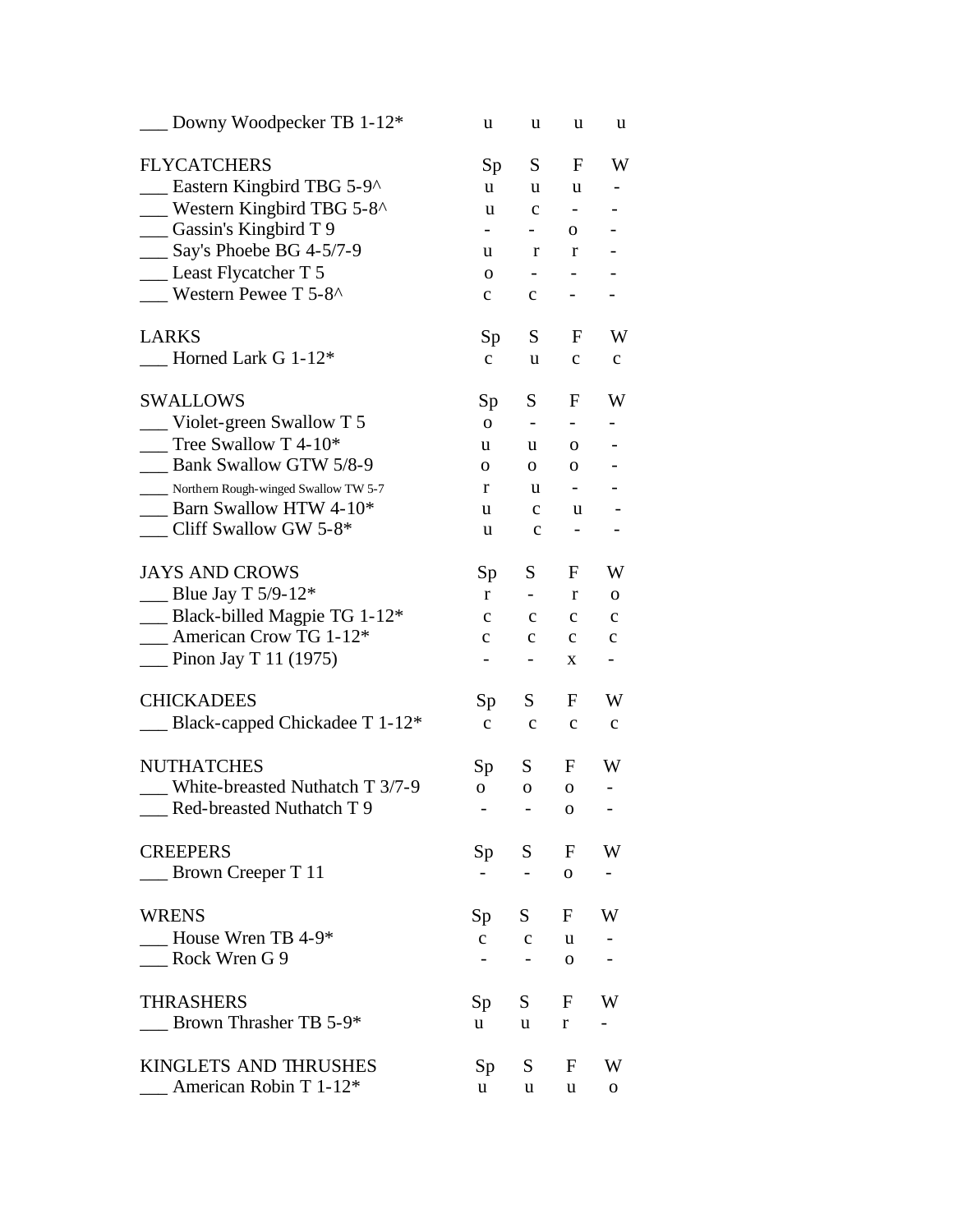| | Sp | S | F | W |
|---|---|---|---|---|
| ___ Downy Woodpecker TB 1-12* | u | u | u | u |

| FLYCATCHERS | Sp | S | F | W |
|---|---|---|---|---|
| ___ Eastern Kingbird TBG 5-9^ | u | u | u | - |
| ___ Western Kingbird TBG 5-8^ | u | c | - | - |
| ___ Gassin's Kingbird T 9 | - | - | o | - |
| ___ Say's Phoebe BG 4-5/7-9 | u | r | r | - |
| ___ Least Flycatcher T 5 | o | - | - | - |
| ___ Western Pewee T 5-8^ | c | c | - | - |

| LARKS | Sp | S | F | W |
|---|---|---|---|---|
| ___ Horned Lark G 1-12* | c | u | c | c |

| SWALLOWS | Sp | S | F | W |
|---|---|---|---|---|
| ___ Violet-green Swallow T 5 | o | - | - | - |
| ___ Tree Swallow T 4-10* | u | u | o | - |
| ___ Bank Swallow GTW 5/8-9 | o | o | o | - |
| ___ Northern Rough-winged Swallow TW 5-7 | r | u | - | - |
| ___ Barn Swallow HTW 4-10* | u | c | u | - |
| ___ Cliff Swallow GW 5-8* | u | c | - | - |

| JAYS AND CROWS | Sp | S | F | W |
|---|---|---|---|---|
| ___ Blue Jay T 5/9-12* | r | - | r | o |
| ___ Black-billed Magpie TG 1-12* | c | c | c | c |
| ___ American Crow TG 1-12* | c | c | c | c |
| ___ Pinon Jay T 11 (1975) | - | - | x | - |

| CHICKADEES | Sp | S | F | W |
|---|---|---|---|---|
| ___ Black-capped Chickadee T 1-12* | c | c | c | c |

| NUTHATCHES | Sp | S | F | W |
|---|---|---|---|---|
| ___ White-breasted Nuthatch T 3/7-9 | o | o | o | - |
| ___ Red-breasted Nuthatch T 9 | - | - | o | - |

| CREEPERS | Sp | S | F | W |
|---|---|---|---|---|
| ___ Brown Creeper T 11 | - | - | o | - |

| WRENS | Sp | S | F | W |
|---|---|---|---|---|
| ___ House Wren TB 4-9* | c | c | u | - |
| ___ Rock Wren G 9 | - | - | o | - |

| THRASHERS | Sp | S | F | W |
|---|---|---|---|---|
| ___ Brown Thrasher TB 5-9* | u | u | r | - |

| KINGLETS AND THRUSHES | Sp | S | F | W |
|---|---|---|---|---|
| ___ American Robin T 1-12* | u | u | u | o |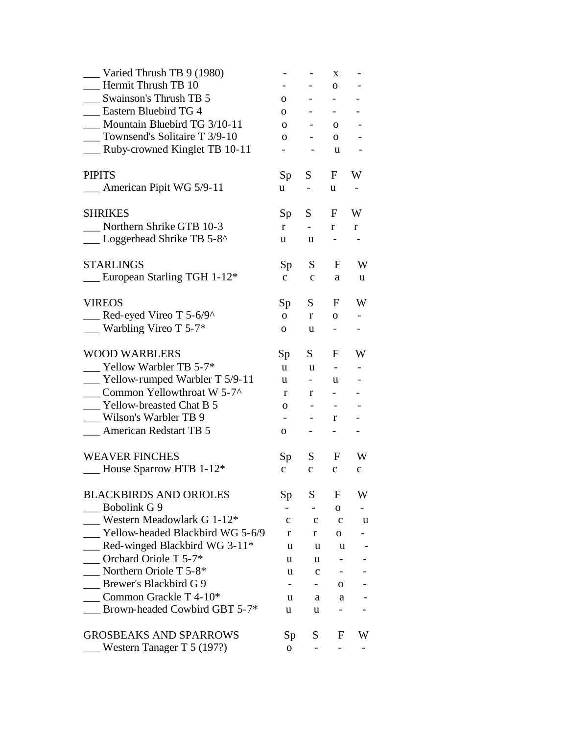| | Sp | S | F | W |
|---|---|---|---|---|
| ___ Varied Thrush TB 9 (1980) | - | - | x | - |
| ___ Hermit Thrush TB 10 | - | - | o | - |
| ___ Swainson's Thrush TB 5 | o | - | - | - |
| ___ Eastern Bluebird TG 4 | o | - | - | - |
| ___ Mountain Bluebird TG 3/10-11 | o | - | o | - |
| ___ Townsend's Solitaire T 3/9-10 | o | - | o | - |
| ___ Ruby-crowned Kinglet TB 10-11 | - | - | u | - |

| PIPITS | Sp | S | F | W |
|---|---|---|---|---|
| ___ American Pipit WG 5/9-11 | u | - | u | - |

| SHRIKES | Sp | S | F | W |
|---|---|---|---|---|
| ___ Northern Shrike GTB 10-3 | r | - | r | r |
| ___ Loggerhead Shrike TB 5-8^ | u | u | - | - |

| STARLINGS | Sp | S | F | W |
|---|---|---|---|---|
| ___ European Starling TGH 1-12* | c | c | a | u |

| VIREOS | Sp | S | F | W |
|---|---|---|---|---|
| ___ Red-eyed Vireo T 5-6/9^ | o | r | o | - |
| ___ Warbling Vireo T 5-7* | o | u | - | - |

| WOOD WARBLERS | Sp | S | F | W |
|---|---|---|---|---|
| ___ Yellow Warbler TB 5-7* | u | u | - | - |
| ___ Yellow-rumped Warbler T 5/9-11 | u | - | u | - |
| ___ Common Yellowthroat W 5-7^ | r | r | - | - |
| ___ Yellow-breasted Chat B 5 | o | - | - | - |
| ___ Wilson's Warbler TB 9 | - | - | r | - |
| ___ American Redstart TB 5 | o | - | - | - |

| WEAVER FINCHES | Sp | S | F | W |
|---|---|---|---|---|
| ___ House Sparrow HTB 1-12* | c | c | c | c |

| BLACKBIRDS AND ORIOLES | Sp | S | F | W |
|---|---|---|---|---|
| ___ Bobolink G 9 | - | - | o | - |
| ___ Western Meadowlark G 1-12* | c | c | c | u |
| ___ Yellow-headed Blackbird WG 5-6/9 | r | r | o | - |
| ___ Red-winged Blackbird WG 3-11* | u | u | u | - |
| ___ Orchard Oriole T 5-7* | u | u | - | - |
| ___ Northern Oriole T 5-8* | u | c | - | - |
| ___ Brewer's Blackbird G 9 | - | - | o | - |
| ___ Common Grackle T 4-10* | u | a | a | - |
| ___ Brown-headed Cowbird GBT 5-7* | u | u | - | - |

| GROSBEAKS AND SPARROWS | Sp | S | F | W |
|---|---|---|---|---|
| ___ Western Tanager T 5 (197?) | o | - | - | - |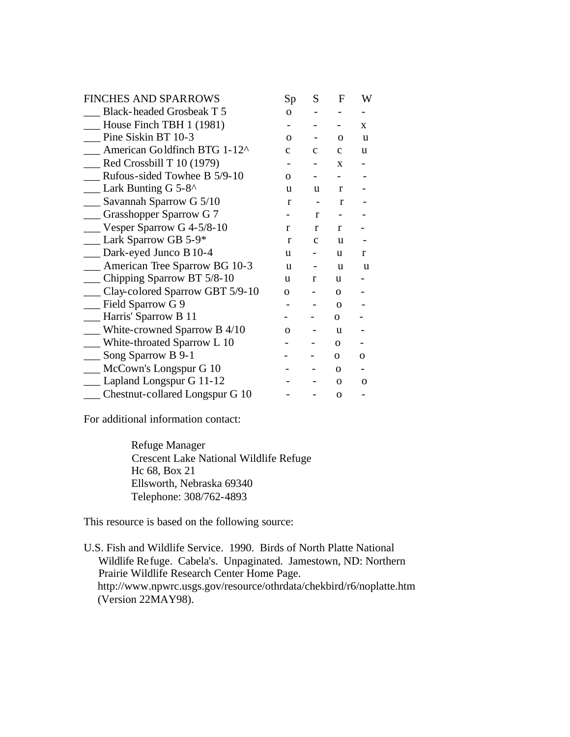| FINCHES AND SPARROWS | Sp | S | F | W |
|---|---|---|---|---|
| ___ Black-headed Grosbeak T 5 | o | - | - | - |
| ___ House Finch TBH 1 (1981) | - | - | - | x |
| ___ Pine Siskin BT 10-3 | o | - | o | u |
| ___ American Goldfinch BTG 1-12^ | c | c | c | u |
| ___ Red Crossbill T 10 (1979) | - | - | x | - |
| ___ Rufous-sided Towhee B 5/9-10 | o | - | - | - |
| ___ Lark Bunting G 5-8^ | u | u | r | - |
| ___ Savannah Sparrow G 5/10 | r | - | r | - |
| ___ Grasshopper Sparrow G 7 | - | r | - | - |
| ___ Vesper Sparrow G 4-5/8-10 | r | r | r | - |
| ___ Lark Sparrow GB 5-9* | r | c | u | - |
| ___ Dark-eyed Junco B 10-4 | u | - | u | r |
| ___ American Tree Sparrow BG 10-3 | u | - | u | u |
| ___ Chipping Sparrow BT 5/8-10 | u | r | u | - |
| ___ Clay-colored Sparrow GBT 5/9-10 | o | - | o | - |
| ___ Field Sparrow G 9 | - | - | o | - |
| ___ Harris' Sparrow B 11 | - | - | o | - |
| ___ White-crowned Sparrow B 4/10 | o | - | u | - |
| ___ White-throated Sparrow L 10 | - | - | o | - |
| ___ Song Sparrow B 9-1 | - | - | o | o |
| ___ McCown's Longspur G 10 | - | - | o | - |
| ___ Lapland Longspur G 11-12 | - | - | o | o |
| ___ Chestnut-collared Longspur G 10 | - | - | o | - |

For additional information contact:

Refuge Manager
Crescent Lake National Wildlife Refuge
Hc 68, Box 21
Ellsworth, Nebraska 69340
Telephone: 308/762-4893

This resource is based on the following source:

U.S. Fish and Wildlife Service. 1990. Birds of North Platte National Wildlife Refuge. Cabela's. Unpaginated. Jamestown, ND: Northern Prairie Wildlife Research Center Home Page. http://www.npwrc.usgs.gov/resource/othrdata/chekbird/r6/noplatte.htm (Version 22MAY98).